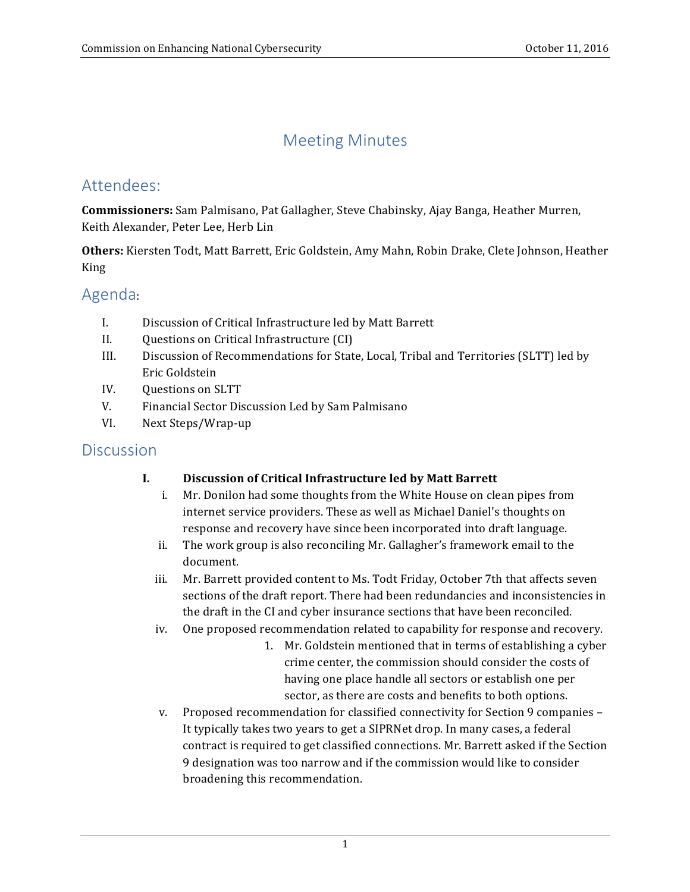# Meeting Minutes

## Attendees:

**Commissioners:** Sam Palmisano, Pat Gallagher, Steve Chabinsky, Ajay Banga, Heather Murren, Keith Alexander, Peter Lee, Herb Lin

**Others:** Kiersten Todt, Matt Barrett, Eric Goldstein, Amy Mahn, Robin Drake, Clete Johnson, Heather King

## Agenda:

I. Discussion of Critical Infrastructure led by Matt Barrett
II. Questions on Critical Infrastructure (CI)
III. Discussion of Recommendations for State, Local, Tribal and Territories (SLTT) led by Eric Goldstein
IV. Questions on SLTT
V. Financial Sector Discussion Led by Sam Palmisano
VI. Next Steps/Wrap-up

## Discussion

**I. Discussion of Critical Infrastructure led by Matt Barrett**

i. Mr. Donilon had some thoughts from the White House on clean pipes from internet service providers. These as well as Michael Daniel's thoughts on response and recovery have since been incorporated into draft language.

ii. The work group is also reconciling Mr. Gallagher's framework email to the document.

iii. Mr. Barrett provided content to Ms. Todt Friday, October 7th that affects seven sections of the draft report. There had been redundancies and inconsistencies in the draft in the CI and cyber insurance sections that have been reconciled.

iv. One proposed recommendation related to capability for response and recovery.

1. Mr. Goldstein mentioned that in terms of establishing a cyber crime center, the commission should consider the costs of having one place handle all sectors or establish one per sector, as there are costs and benefits to both options.

v. Proposed recommendation for classified connectivity for Section 9 companies – It typically takes two years to get a SIPRNet drop. In many cases, a federal contract is required to get classified connections. Mr. Barrett asked if the Section 9 designation was too narrow and if the commission would like to consider broadening this recommendation.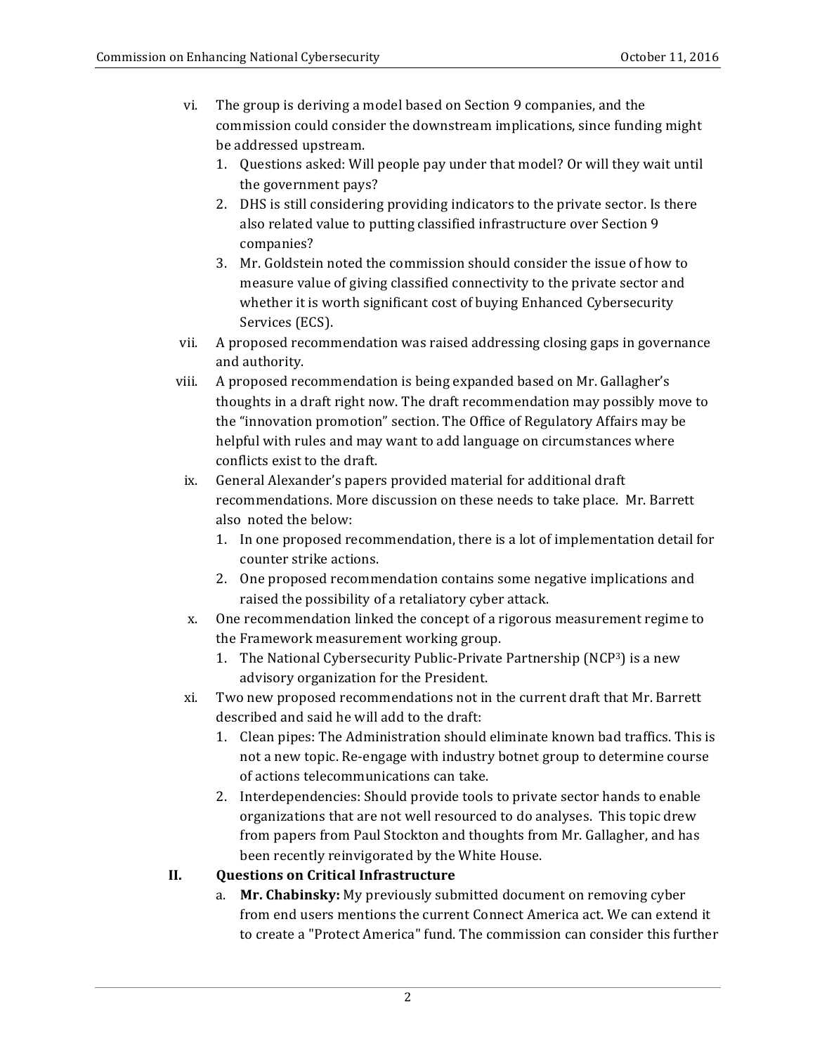vi. The group is deriving a model based on Section 9 companies, and the commission could consider the downstream implications, since funding might be addressed upstream.
   1. Questions asked: Will people pay under that model? Or will they wait until the government pays?
   2. DHS is still considering providing indicators to the private sector. Is there also related value to putting classified infrastructure over Section 9 companies?
   3. Mr. Goldstein noted the commission should consider the issue of how to measure value of giving classified connectivity to the private sector and whether it is worth significant cost of buying Enhanced Cybersecurity Services (ECS).

vii. A proposed recommendation was raised addressing closing gaps in governance and authority.

viii. A proposed recommendation is being expanded based on Mr. Gallagher's thoughts in a draft right now. The draft recommendation may possibly move to the "innovation promotion" section. The Office of Regulatory Affairs may be helpful with rules and may want to add language on circumstances where conflicts exist to the draft.

ix. General Alexander's papers provided material for additional draft recommendations. More discussion on these needs to take place. Mr. Barrett also noted the below:
   1. In one proposed recommendation, there is a lot of implementation detail for counter strike actions.
   2. One proposed recommendation contains some negative implications and raised the possibility of a retaliatory cyber attack.

x. One recommendation linked the concept of a rigorous measurement regime to the Framework measurement working group.
   1. The National Cybersecurity Public-Private Partnership (NCP$^3$) is a new advisory organization for the President.

xi. Two new proposed recommendations not in the current draft that Mr. Barrett described and said he will add to the draft:
   1. Clean pipes: The Administration should eliminate known bad traffics. This is not a new topic. Re-engage with industry botnet group to determine course of actions telecommunications can take.
   2. Interdependencies: Should provide tools to private sector hands to enable organizations that are not well resourced to do analyses. This topic drew from papers from Paul Stockton and thoughts from Mr. Gallagher, and has been recently reinvigorated by the White House.

## II. Questions on Critical Infrastructure

a. **Mr. Chabinsky:** My previously submitted document on removing cyber from end users mentions the current Connect America act. We can extend it to create a "Protect America" fund. The commission can consider this further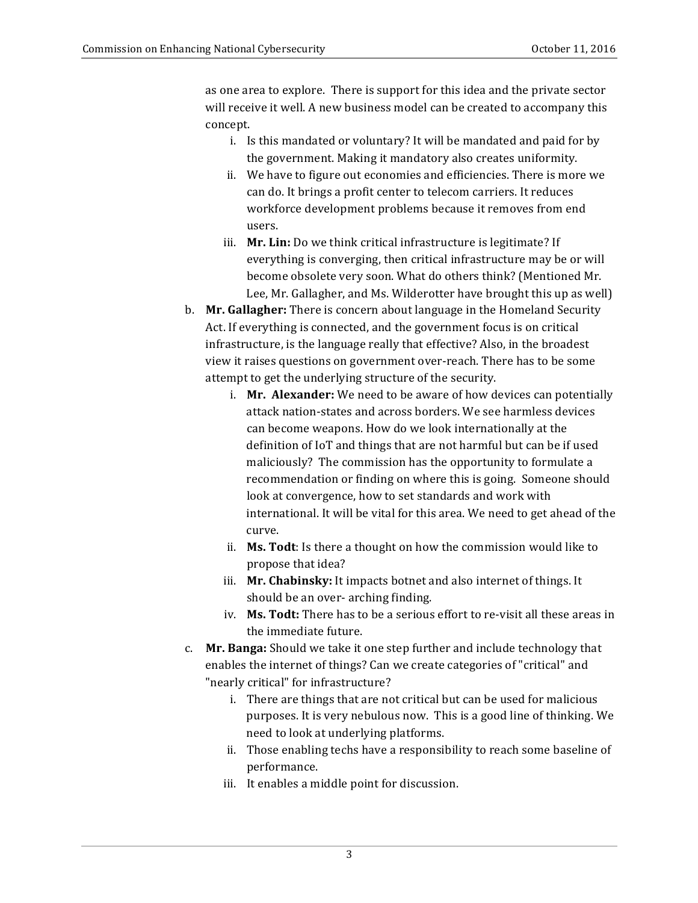as one area to explore. There is support for this idea and the private sector will receive it well. A new business model can be created to accompany this concept.

   i. Is this mandated or voluntary? It will be mandated and paid for by the government. Making it mandatory also creates uniformity.
   ii. We have to figure out economies and efficiencies. There is more we can do. It brings a profit center to telecom carriers. It reduces workforce development problems because it removes from end users.
   iii. **Mr. Lin:** Do we think critical infrastructure is legitimate? If everything is converging, then critical infrastructure may be or will become obsolete very soon. What do others think? (Mentioned Mr. Lee, Mr. Gallagher, and Ms. Wilderotter have brought this up as well)

b. **Mr. Gallagher:** There is concern about language in the Homeland Security Act. If everything is connected, and the government focus is on critical infrastructure, is the language really that effective? Also, in the broadest view it raises questions on government over-reach. There has to be some attempt to get the underlying structure of the security.

   i. **Mr. Alexander:** We need to be aware of how devices can potentially attack nation-states and across borders. We see harmless devices can become weapons. How do we look internationally at the definition of IoT and things that are not harmful but can be if used maliciously? The commission has the opportunity to formulate a recommendation or finding on where this is going. Someone should look at convergence, how to set standards and work with international. It will be vital for this area. We need to get ahead of the curve.
   ii. **Ms. Todt**: Is there a thought on how the commission would like to propose that idea?
   iii. **Mr. Chabinsky:** It impacts botnet and also internet of things. It should be an over- arching finding.
   iv. **Ms. Todt:** There has to be a serious effort to re-visit all these areas in the immediate future.

c. **Mr. Banga:** Should we take it one step further and include technology that enables the internet of things? Can we create categories of "critical" and "nearly critical" for infrastructure?

   i. There are things that are not critical but can be used for malicious purposes. It is very nebulous now. This is a good line of thinking. We need to look at underlying platforms.
   ii. Those enabling techs have a responsibility to reach some baseline of performance.
   iii. It enables a middle point for discussion.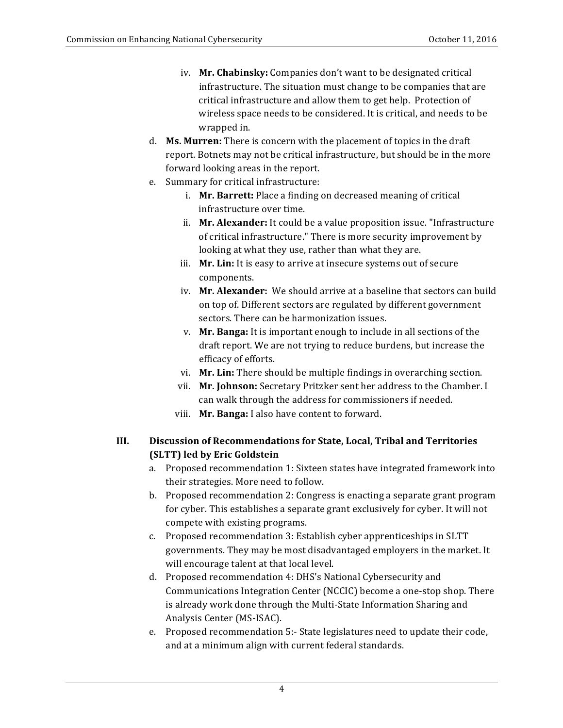iv. **Mr. Chabinsky:** Companies don't want to be designated critical infrastructure. The situation must change to be companies that are critical infrastructure and allow them to get help. Protection of wireless space needs to be considered. It is critical, and needs to be wrapped in.

d. **Ms. Murren:** There is concern with the placement of topics in the draft report. Botnets may not be critical infrastructure, but should be in the more forward looking areas in the report.

e. Summary for critical infrastructure:

    i. **Mr. Barrett:** Place a finding on decreased meaning of critical infrastructure over time.

    ii. **Mr. Alexander:** It could be a value proposition issue. "Infrastructure of critical infrastructure." There is more security improvement by looking at what they use, rather than what they are.

    iii. **Mr. Lin:** It is easy to arrive at insecure systems out of secure components.

    iv. **Mr. Alexander:** We should arrive at a baseline that sectors can build on top of. Different sectors are regulated by different government sectors. There can be harmonization issues.

    v. **Mr. Banga:** It is important enough to include in all sections of the draft report. We are not trying to reduce burdens, but increase the efficacy of efforts.

    vi. **Mr. Lin:** There should be multiple findings in overarching section.

    vii. **Mr. Johnson:** Secretary Pritzker sent her address to the Chamber. I can walk through the address for commissioners if needed.

    viii. **Mr. Banga:** I also have content to forward.

## III. Discussion of Recommendations for State, Local, Tribal and Territories (SLTT) led by Eric Goldstein

a. Proposed recommendation 1: Sixteen states have integrated framework into their strategies. More need to follow.

b. Proposed recommendation 2: Congress is enacting a separate grant program for cyber. This establishes a separate grant exclusively for cyber. It will not compete with existing programs.

c. Proposed recommendation 3: Establish cyber apprenticeships in SLTT governments. They may be most disadvantaged employers in the market. It will encourage talent at that local level.

d. Proposed recommendation 4: DHS's National Cybersecurity and Communications Integration Center (NCCIC) become a one-stop shop. There is already work done through the Multi-State Information Sharing and Analysis Center (MS-ISAC).

e. Proposed recommendation 5:- State legislatures need to update their code, and at a minimum align with current federal standards.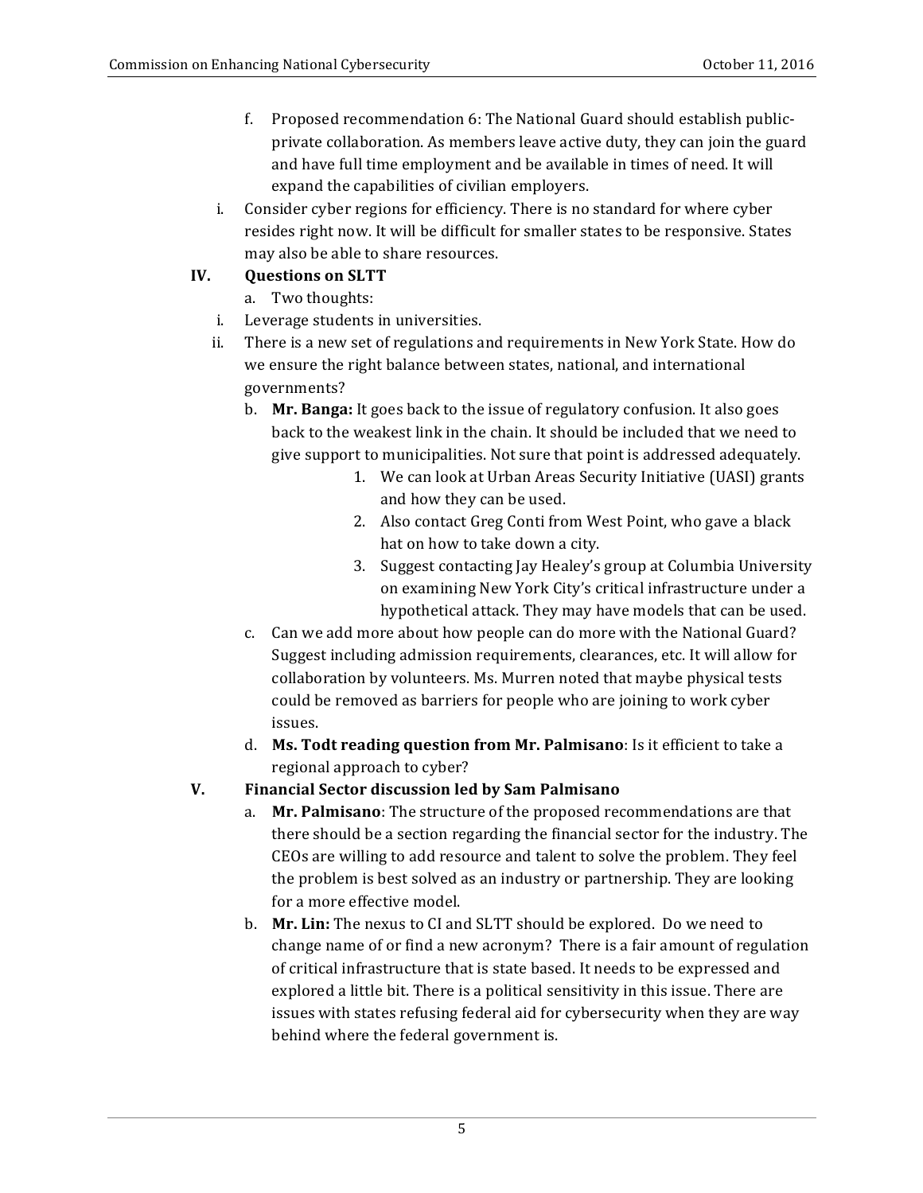f. Proposed recommendation 6: The National Guard should establish public-private collaboration. As members leave active duty, they can join the guard and have full time employment and be available in times of need. It will expand the capabilities of civilian employers.

i. Consider cyber regions for efficiency. There is no standard for where cyber resides right now. It will be difficult for smaller states to be responsive. States may also be able to share resources.

## IV. Questions on SLTT

a. Two thoughts:

i. Leverage students in universities.

ii. There is a new set of regulations and requirements in New York State. How do we ensure the right balance between states, national, and international governments?

b. **Mr. Banga:** It goes back to the issue of regulatory confusion. It also goes back to the weakest link in the chain. It should be included that we need to give support to municipalities. Not sure that point is addressed adequately.

1. We can look at Urban Areas Security Initiative (UASI) grants and how they can be used.
2. Also contact Greg Conti from West Point, who gave a black hat on how to take down a city.
3. Suggest contacting Jay Healey's group at Columbia University on examining New York City's critical infrastructure under a hypothetical attack. They may have models that can be used.

c. Can we add more about how people can do more with the National Guard? Suggest including admission requirements, clearances, etc. It will allow for collaboration by volunteers. Ms. Murren noted that maybe physical tests could be removed as barriers for people who are joining to work cyber issues.

d. **Ms. Todt reading question from Mr. Palmisano**: Is it efficient to take a regional approach to cyber?

## V. Financial Sector discussion led by Sam Palmisano

a. **Mr. Palmisano**: The structure of the proposed recommendations are that there should be a section regarding the financial sector for the industry. The CEOs are willing to add resource and talent to solve the problem. They feel the problem is best solved as an industry or partnership. They are looking for a more effective model.

b. **Mr. Lin:** The nexus to CI and SLTT should be explored. Do we need to change name of or find a new acronym? There is a fair amount of regulation of critical infrastructure that is state based. It needs to be expressed and explored a little bit. There is a political sensitivity in this issue. There are issues with states refusing federal aid for cybersecurity when they are way behind where the federal government is.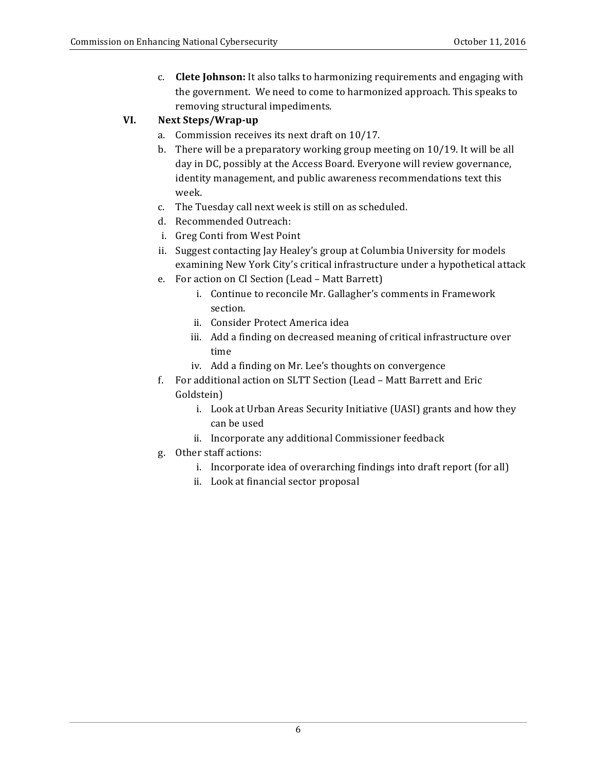c. **Clete Johnson:** It also talks to harmonizing requirements and engaging with the government. We need to come to harmonized approach. This speaks to removing structural impediments.

## VI. Next Steps/Wrap-up

a. Commission receives its next draft on 10/17.

b. There will be a preparatory working group meeting on 10/19. It will be all day in DC, possibly at the Access Board. Everyone will review governance, identity management, and public awareness recommendations text this week.

c. The Tuesday call next week is still on as scheduled.

d. Recommended Outreach:

i. Greg Conti from West Point

ii. Suggest contacting Jay Healey's group at Columbia University for models examining New York City's critical infrastructure under a hypothetical attack

e. For action on CI Section (Lead – Matt Barrett)

   i. Continue to reconcile Mr. Gallagher's comments in Framework section.

   ii. Consider Protect America idea

   iii. Add a finding on decreased meaning of critical infrastructure over time

   iv. Add a finding on Mr. Lee's thoughts on convergence

f. For additional action on SLTT Section (Lead – Matt Barrett and Eric Goldstein)

   i. Look at Urban Areas Security Initiative (UASI) grants and how they can be used

   ii. Incorporate any additional Commissioner feedback

g. Other staff actions:

   i. Incorporate idea of overarching findings into draft report (for all)

   ii. Look at financial sector proposal